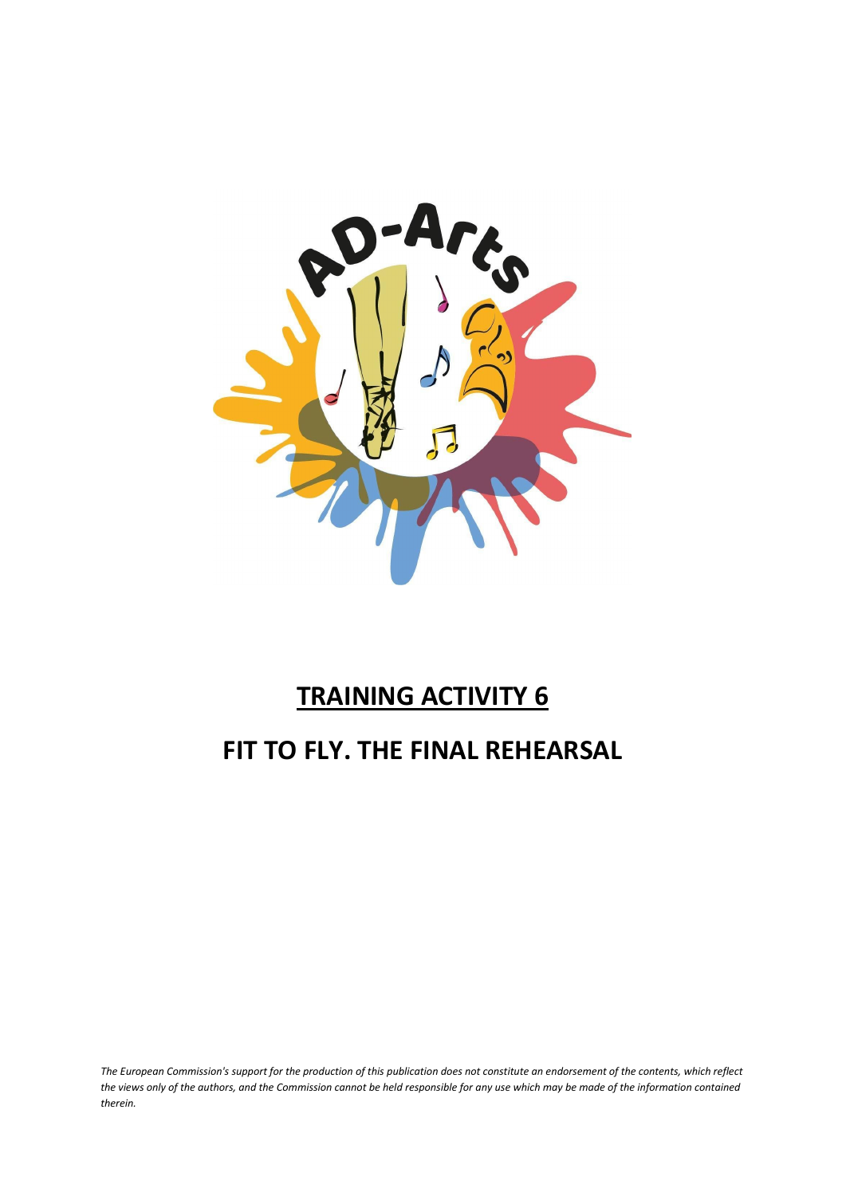# TRAINING ACTIVITY 6

## FIT TO FLY. THE FINAL REHEARSAL

*The European Commission's support for the production of this publication does not constitute an endorsement of the contents, which reflect the views only of the authors, and the Commission cannot be held responsible for any use which may be made of the information contained therein.*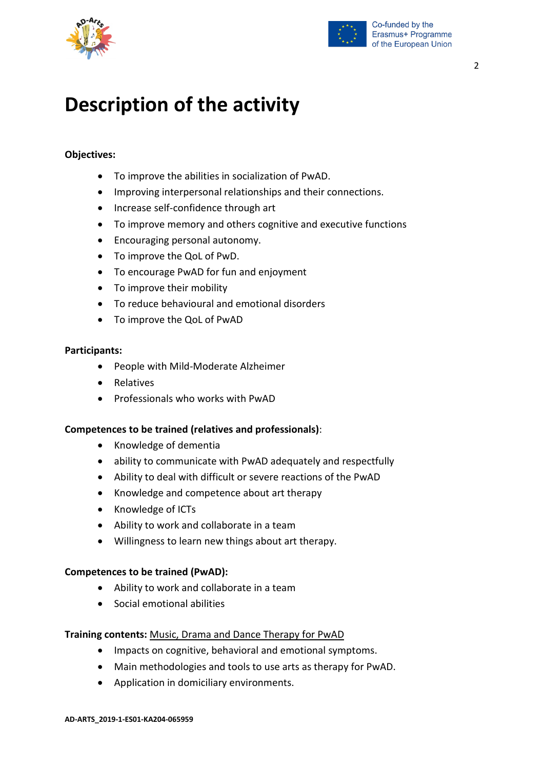# Description of the activity

**Objectives:**

- To improve the abilities in socialization of PwAD.
- Improving interpersonal relationships and their connections.
- Increase self-confidence through art
- To improve memory and others cognitive and executive functions
- Encouraging personal autonomy.
- To improve the QoL of PwD.
- To encourage PwAD for fun and enjoyment
- To improve their mobility
- To reduce behavioural and emotional disorders
- To improve the QoL of PwAD

**Participants:**

- People with Mild-Moderate Alzheimer
- Relatives
- Professionals who works with PwAD

**Competences to be trained (relatives and professionals)**:

- Knowledge of dementia
- ability to communicate with PwAD adequately and respectfully
- Ability to deal with difficult or severe reactions of the PwAD
- Knowledge and competence about art therapy
- Knowledge of ICTs
- Ability to work and collaborate in a team
- Willingness to learn new things about art therapy.

**Competences to be trained (PwAD):**

- Ability to work and collaborate in a team
- Social emotional abilities

**Training contents:** <u>Music, Drama and Dance Therapy for PwAD</u>

- Impacts on cognitive, behavioral and emotional symptoms.
- Main methodologies and tools to use arts as therapy for PwAD.
- Application in domiciliary environments.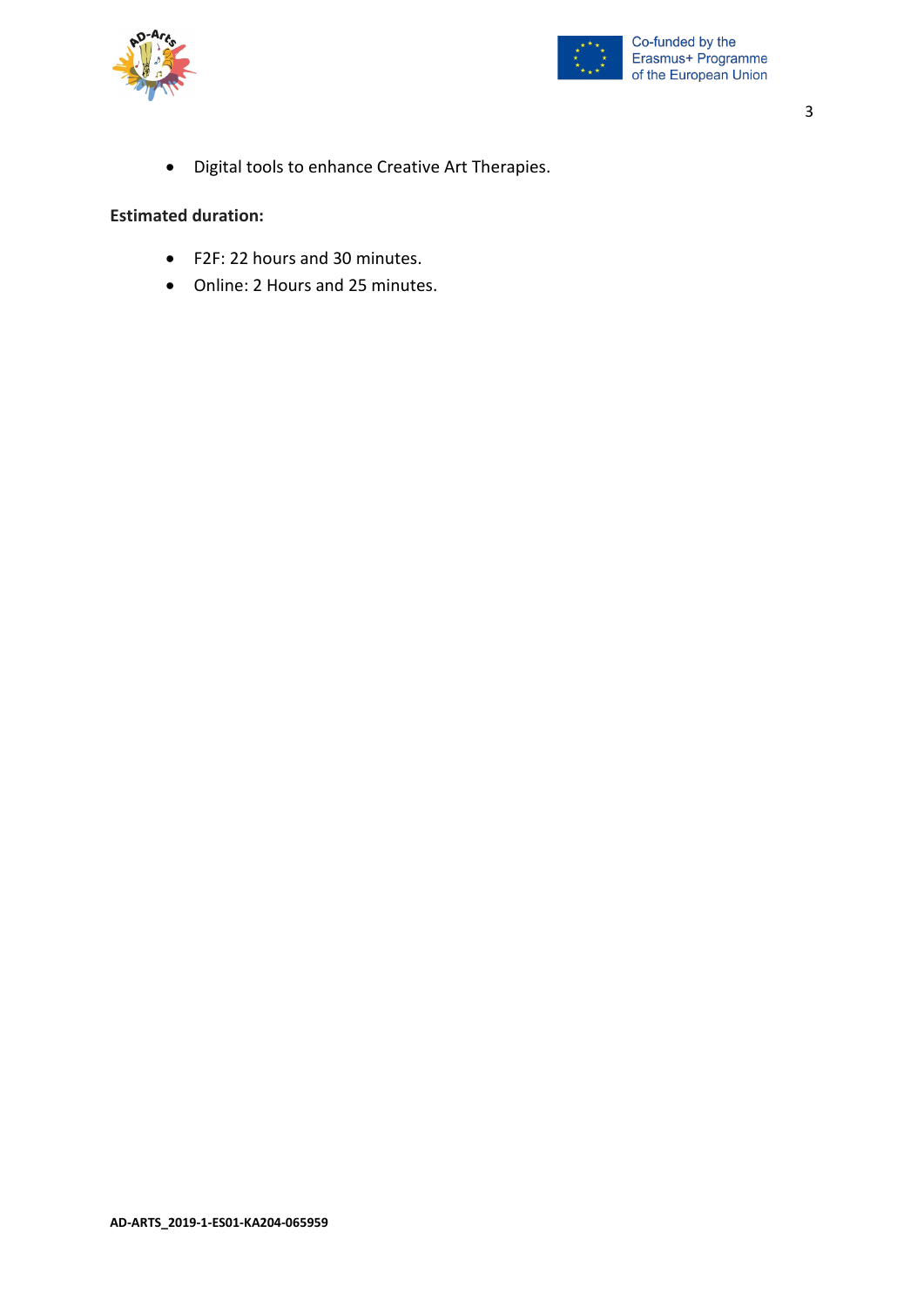- Digital tools to enhance Creative Art Therapies.

**Estimated duration:**

- F2F: 22 hours and 30 minutes.
- Online: 2 Hours and 25 minutes.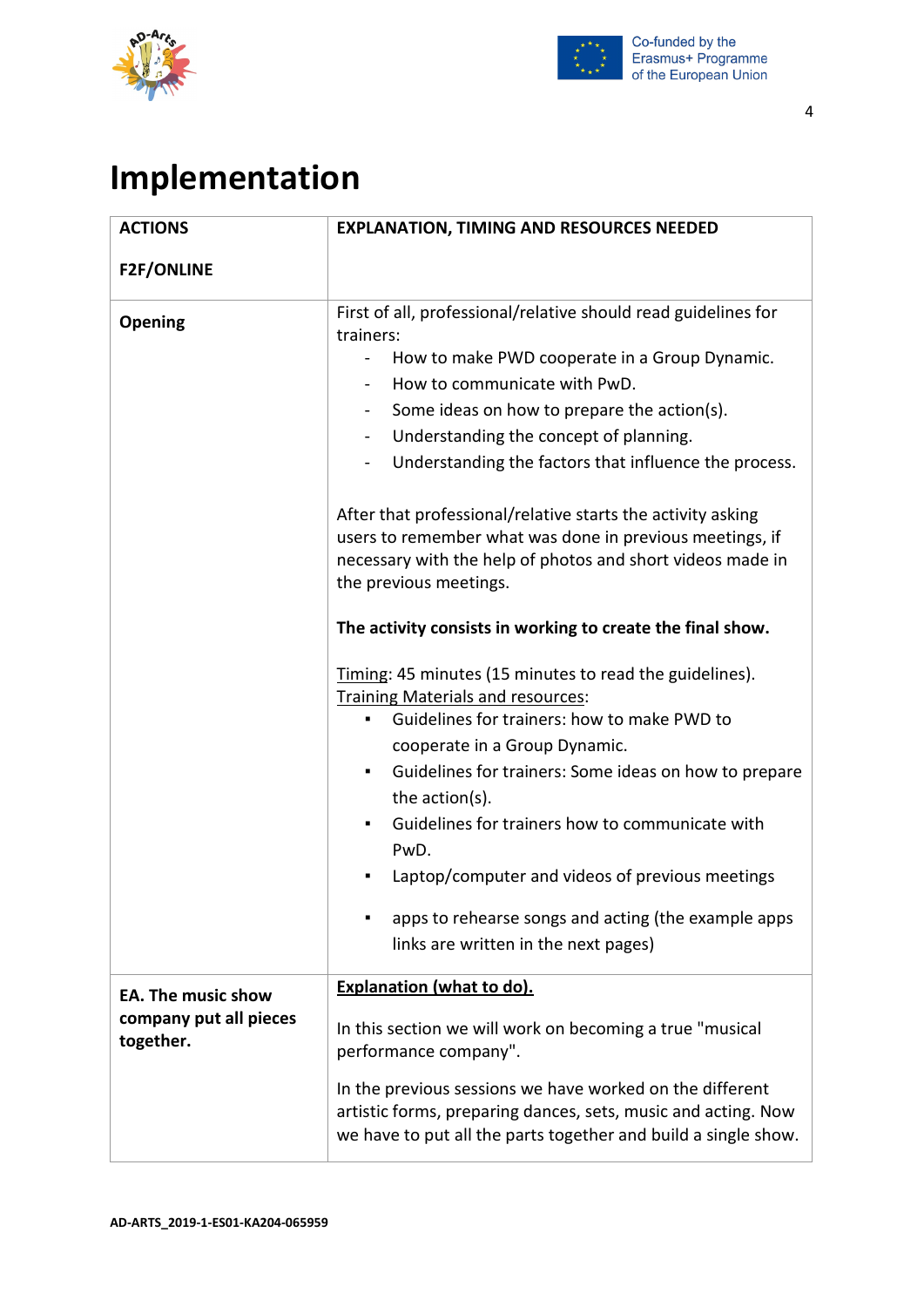# Implementation

| ACTIONS<br><br>F2F/ONLINE | EXPLANATION, TIMING AND RESOURCES NEEDED |
|---|---|
| **Opening** | First of all, professional/relative should read guidelines for trainers:<br>- How to make PWD cooperate in a Group Dynamic.<br>- How to communicate with PwD.<br>- Some ideas on how to prepare the action(s).<br>- Understanding the concept of planning.<br>- Understanding the factors that influence the process.<br><br>After that professional/relative starts the activity asking users to remember what was done in previous meetings, if necessary with the help of photos and short videos made in the previous meetings.<br><br>**The activity consists in working to create the final show.**<br><br><u>Timing</u>: 45 minutes (15 minutes to read the guidelines).<br><u>Training Materials and resources</u>:<br>▪ Guidelines for trainers: how to make PWD to cooperate in a Group Dynamic.<br>▪ Guidelines for trainers: Some ideas on how to prepare the action(s).<br>▪ Guidelines for trainers how to communicate with PwD.<br>▪ Laptop/computer and videos of previous meetings<br>▪ apps to rehearse songs and acting (the example apps links are written in the next pages) |
| **EA. The music show company put all pieces together.** | **<u>Explanation (what to do).</u>**<br><br>In this section we will work on becoming a true "musical performance company".<br><br>In the previous sessions we have worked on the different artistic forms, preparing dances, sets, music and acting. Now we have to put all the parts together and build a single show. |

AD-ARTS_2019-1-ES01-KA204-065959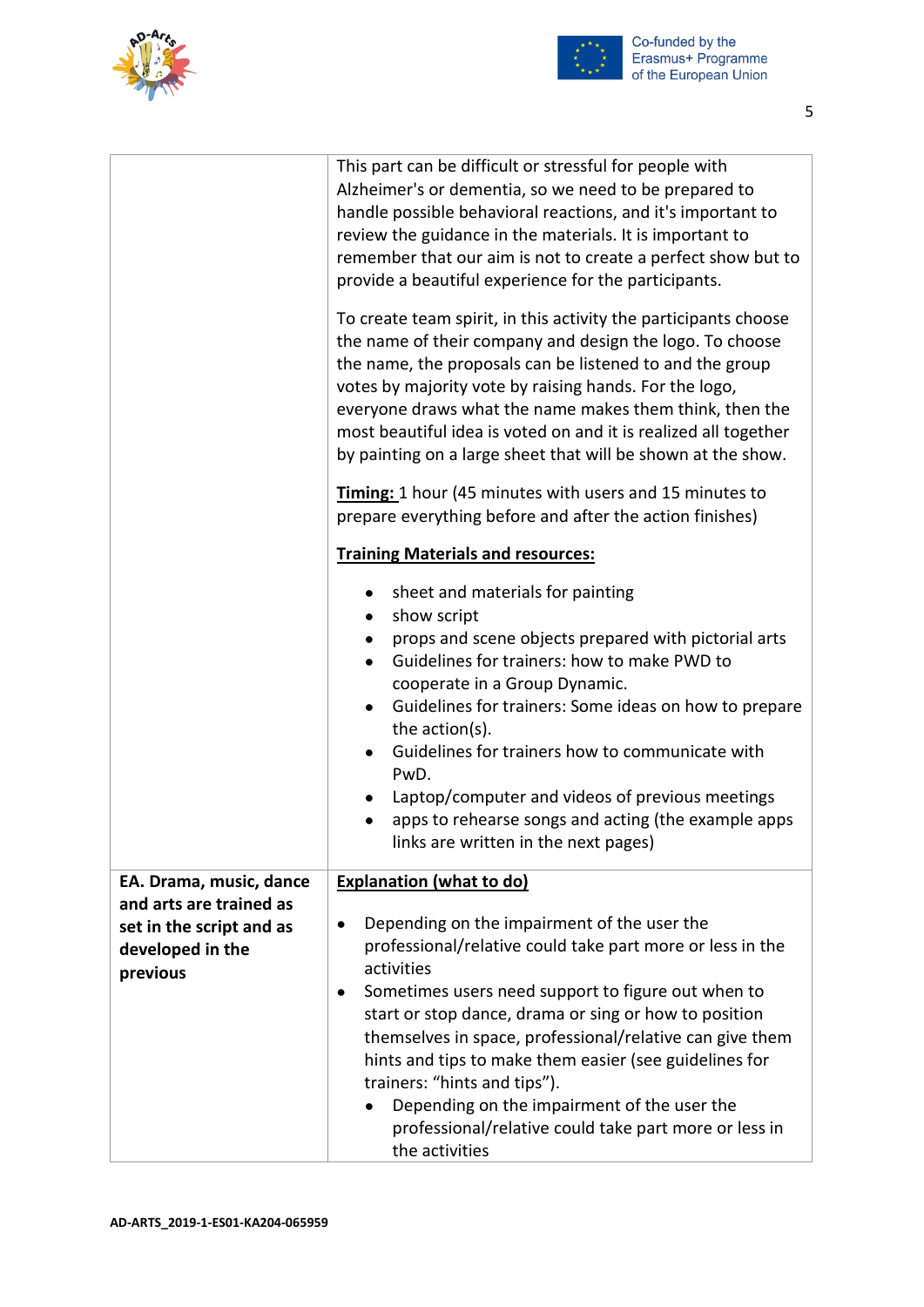| | |
|---|---|
| | This part can be difficult or stressful for people with Alzheimer's or dementia, so we need to be prepared to handle possible behavioral reactions, and it's important to review the guidance in the materials. It is important to remember that our aim is not to create a perfect show but to provide a beautiful experience for the participants.<br><br>To create team spirit, in this activity the participants choose the name of their company and design the logo. To choose the name, the proposals can be listened to and the group votes by majority vote by raising hands. For the logo, everyone draws what the name makes them think, then the most beautiful idea is voted on and it is realized all together by painting on a large sheet that will be shown at the show.<br><br>**Timing:** 1 hour (45 minutes with users and 15 minutes to prepare everything before and after the action finishes)<br><br>**Training Materials and resources:**<br><br>• sheet and materials for painting<br>• show script<br>• props and scene objects prepared with pictorial arts<br>• Guidelines for trainers: how to make PWD to cooperate in a Group Dynamic.<br>• Guidelines for trainers: Some ideas on how to prepare the action(s).<br>• Guidelines for trainers how to communicate with PwD.<br>• Laptop/computer and videos of previous meetings<br>• apps to rehearse songs and acting (the example apps links are written in the next pages) |
| **EA. Drama, music, dance and arts are trained as set in the script and as developed in the previous** | **Explanation (what to do)**<br><br>• Depending on the impairment of the user the professional/relative could take part more or less in the activities<br>• Sometimes users need support to figure out when to start or stop dance, drama or sing or how to position themselves in space, professional/relative can give them hints and tips to make them easier (see guidelines for trainers: "hints and tips").<br>  • Depending on the impairment of the user the professional/relative could take part more or less in the activities |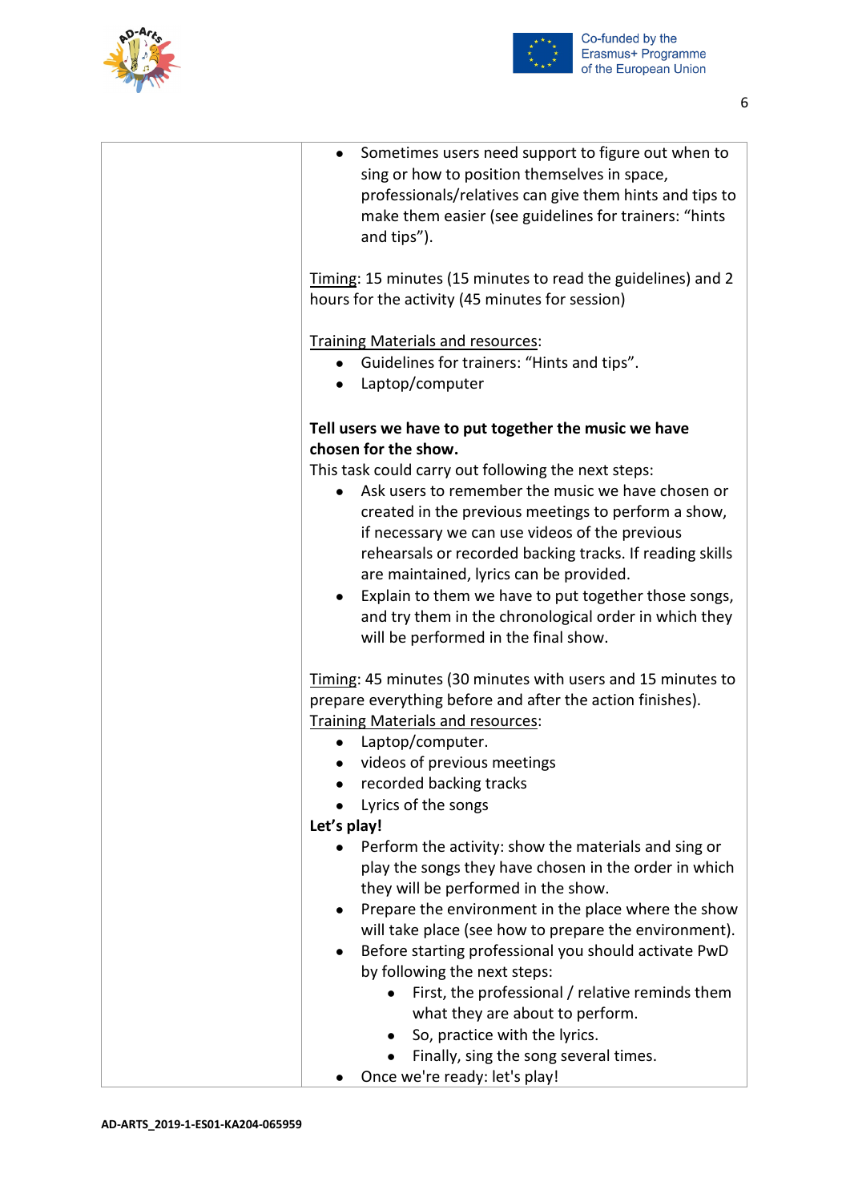| | |
|---|---|
| | • Sometimes users need support to figure out when to sing or how to position themselves in space, professionals/relatives can give them hints and tips to make them easier (see guidelines for trainers: "hints and tips").<br><br>Timing: 15 minutes (15 minutes to read the guidelines) and 2 hours for the activity (45 minutes for session)<br><br>Training Materials and resources:<br>• Guidelines for trainers: "Hints and tips".<br>• Laptop/computer<br><br>**Tell users we have to put together the music we have chosen for the show.**<br>This task could carry out following the next steps:<br>• Ask users to remember the music we have chosen or created in the previous meetings to perform a show, if necessary we can use videos of the previous rehearsals or recorded backing tracks. If reading skills are maintained, lyrics can be provided.<br>• Explain to them we have to put together those songs, and try them in the chronological order in which they will be performed in the final show.<br><br>Timing: 45 minutes (30 minutes with users and 15 minutes to prepare everything before and after the action finishes).<br>Training Materials and resources:<br>• Laptop/computer.<br>• videos of previous meetings<br>• recorded backing tracks<br>• Lyrics of the songs<br>**Let's play!**<br>• Perform the activity: show the materials and sing or play the songs they have chosen in the order in which they will be performed in the show.<br>• Prepare the environment in the place where the show will take place (see how to prepare the environment).<br>• Before starting professional you should activate PwD by following the next steps:<br>  ◦ First, the professional / relative reminds them what they are about to perform.<br>  ◦ So, practice with the lyrics.<br>  ◦ Finally, sing the song several times.<br>• Once we're ready: let's play! |

AD-ARTS_2019-1-ES01-KA204-065959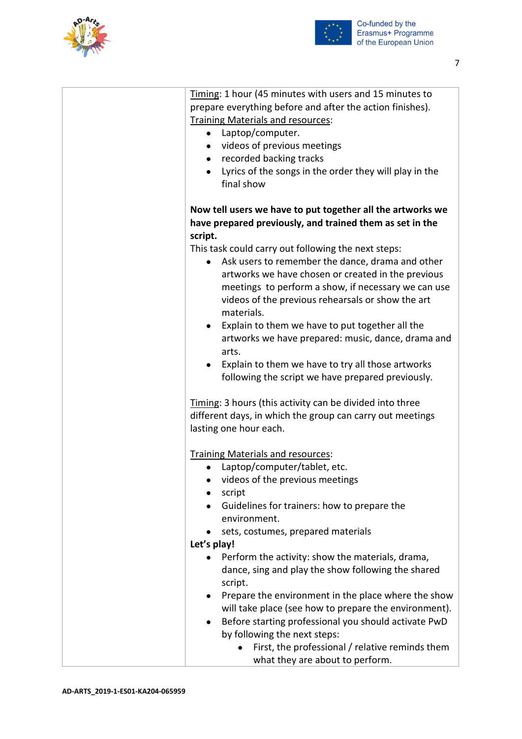| | |
|---|---|
| | <u>Timing</u>: 1 hour (45 minutes with users and 15 minutes to prepare everything before and after the action finishes).<br><u>Training Materials and resources</u>:<br>• Laptop/computer.<br>• videos of previous meetings<br>• recorded backing tracks<br>• Lyrics of the songs in the order they will play in the final show<br><br>**Now tell users we have to put together all the artworks we have prepared previously, and trained them as set in the script.**<br>This task could carry out following the next steps:<br>• Ask users to remember the dance, drama and other artworks we have chosen or created in the previous meetings to perform a show, if necessary we can use videos of the previous rehearsals or show the art materials.<br>• Explain to them we have to put together all the artworks we have prepared: music, dance, drama and arts.<br>• Explain to them we have to try all those artworks following the script we have prepared previously.<br><br><u>Timing</u>: 3 hours (this activity can be divided into three different days, in which the group can carry out meetings lasting one hour each.<br><br><u>Training Materials and resources</u>:<br>• Laptop/computer/tablet, etc.<br>• videos of the previous meetings<br>• script<br>• Guidelines for trainers: how to prepare the environment.<br>• sets, costumes, prepared materials<br>**Let's play!**<br>• Perform the activity: show the materials, drama, dance, sing and play the show following the shared script.<br>• Prepare the environment in the place where the show will take place (see how to prepare the environment).<br>• Before starting professional you should activate PwD by following the next steps:<br>&nbsp;&nbsp;&nbsp;&nbsp;• First, the professional / relative reminds them what they are about to perform. |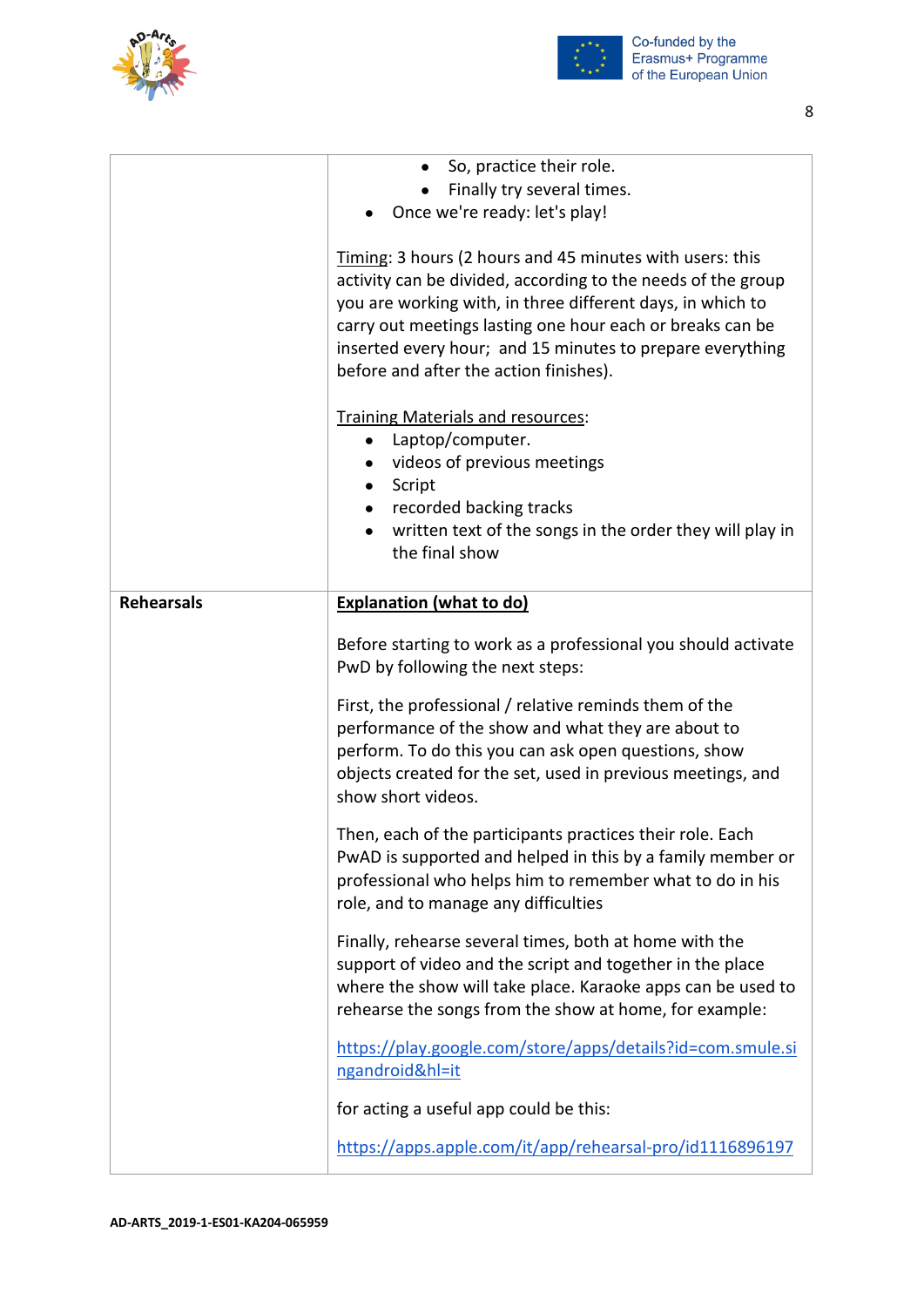| | |
|---|---|
| | • So, practice their role.<br>• Finally try several times.<br>• Once we're ready: let's play!<br><br>Timing: 3 hours (2 hours and 45 minutes with users: this activity can be divided, according to the needs of the group you are working with, in three different days, in which to carry out meetings lasting one hour each or breaks can be inserted every hour; and 15 minutes to prepare everything before and after the action finishes).<br><br>Training Materials and resources:<br>• Laptop/computer.<br>• videos of previous meetings<br>• Script<br>• recorded backing tracks<br>• written text of the songs in the order they will play in the final show |
| **Rehearsals** | **Explanation (what to do)**<br><br>Before starting to work as a professional you should activate PwD by following the next steps:<br><br>First, the professional / relative reminds them of the performance of the show and what they are about to perform. To do this you can ask open questions, show objects created for the set, used in previous meetings, and show short videos.<br><br>Then, each of the participants practices their role. Each PwAD is supported and helped in this by a family member or professional who helps him to remember what to do in his role, and to manage any difficulties<br><br>Finally, rehearse several times, both at home with the support of video and the script and together in the place where the show will take place. Karaoke apps can be used to rehearse the songs from the show at home, for example:<br><br>https://play.google.com/store/apps/details?id=com.smule.singandroid&hl=it<br><br>for acting a useful app could be this:<br><br>https://apps.apple.com/it/app/rehearsal-pro/id1116896197 |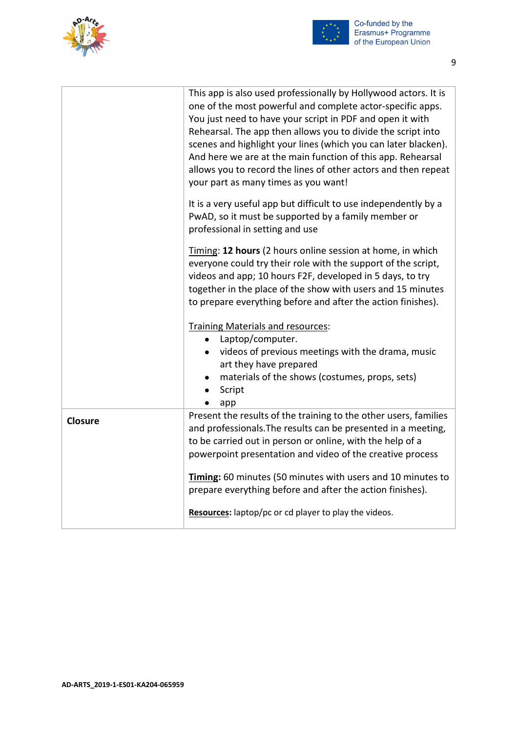| | |
|---|---|
| | This app is also used professionally by Hollywood actors. It is one of the most powerful and complete actor-specific apps. You just need to have your script in PDF and open it with Rehearsal. The app then allows you to divide the script into scenes and highlight your lines (which you can later blacken). And here we are at the main function of this app. Rehearsal allows you to record the lines of other actors and then repeat your part as many times as you want!<br><br>It is a very useful app but difficult to use independently by a PwAD, so it must be supported by a family member or professional in setting and use<br><br>Timing: **12 hours** (2 hours online session at home, in which everyone could try their role with the support of the script, videos and app; 10 hours F2F, developed in 5 days, to try together in the place of the show with users and 15 minutes to prepare everything before and after the action finishes).<br><br>Training Materials and resources:<br>• Laptop/computer.<br>• videos of previous meetings with the drama, music art they have prepared<br>• materials of the shows (costumes, props, sets)<br>• Script<br>• app |
| **Closure** | Present the results of the training to the other users, families and professionals.The results can be presented in a meeting, to be carried out in person or online, with the help of a powerpoint presentation and video of the creative process<br><br>**Timing:** 60 minutes (50 minutes with users and 10 minutes to prepare everything before and after the action finishes).<br><br>**Resources:** laptop/pc or cd player to play the videos. |

AD-ARTS_2019-1-ES01-KA204-065959